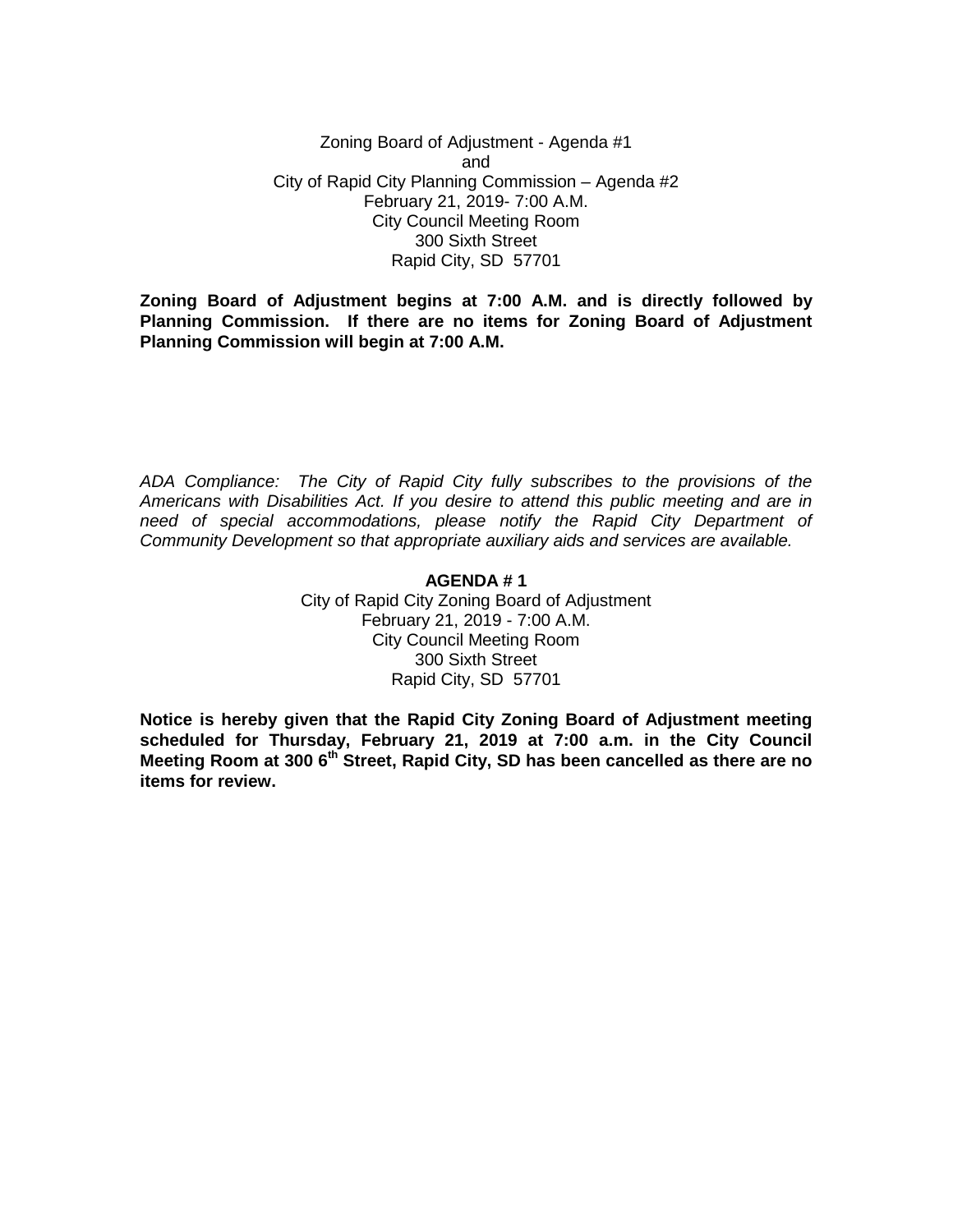Zoning Board of Adjustment - Agenda #1
and
City of Rapid City Planning Commission – Agenda #2
February 21, 2019- 7:00 A.M.
City Council Meeting Room
300 Sixth Street
Rapid City, SD 57701

**Zoning Board of Adjustment begins at 7:00 A.M. and is directly followed by Planning Commission. If there are no items for Zoning Board of Adjustment Planning Commission will begin at 7:00 A.M.**

*ADA Compliance: The City of Rapid City fully subscribes to the provisions of the Americans with Disabilities Act. If you desire to attend this public meeting and are in need of special accommodations, please notify the Rapid City Department of Community Development so that appropriate auxiliary aids and services are available.*

## AGENDA # 1

City of Rapid City Zoning Board of Adjustment
February 21, 2019 - 7:00 A.M.
City Council Meeting Room
300 Sixth Street
Rapid City, SD 57701

**Notice is hereby given that the Rapid City Zoning Board of Adjustment meeting scheduled for Thursday, February 21, 2019 at 7:00 a.m. in the City Council Meeting Room at 300 6th Street, Rapid City, SD has been cancelled as there are no items for review.**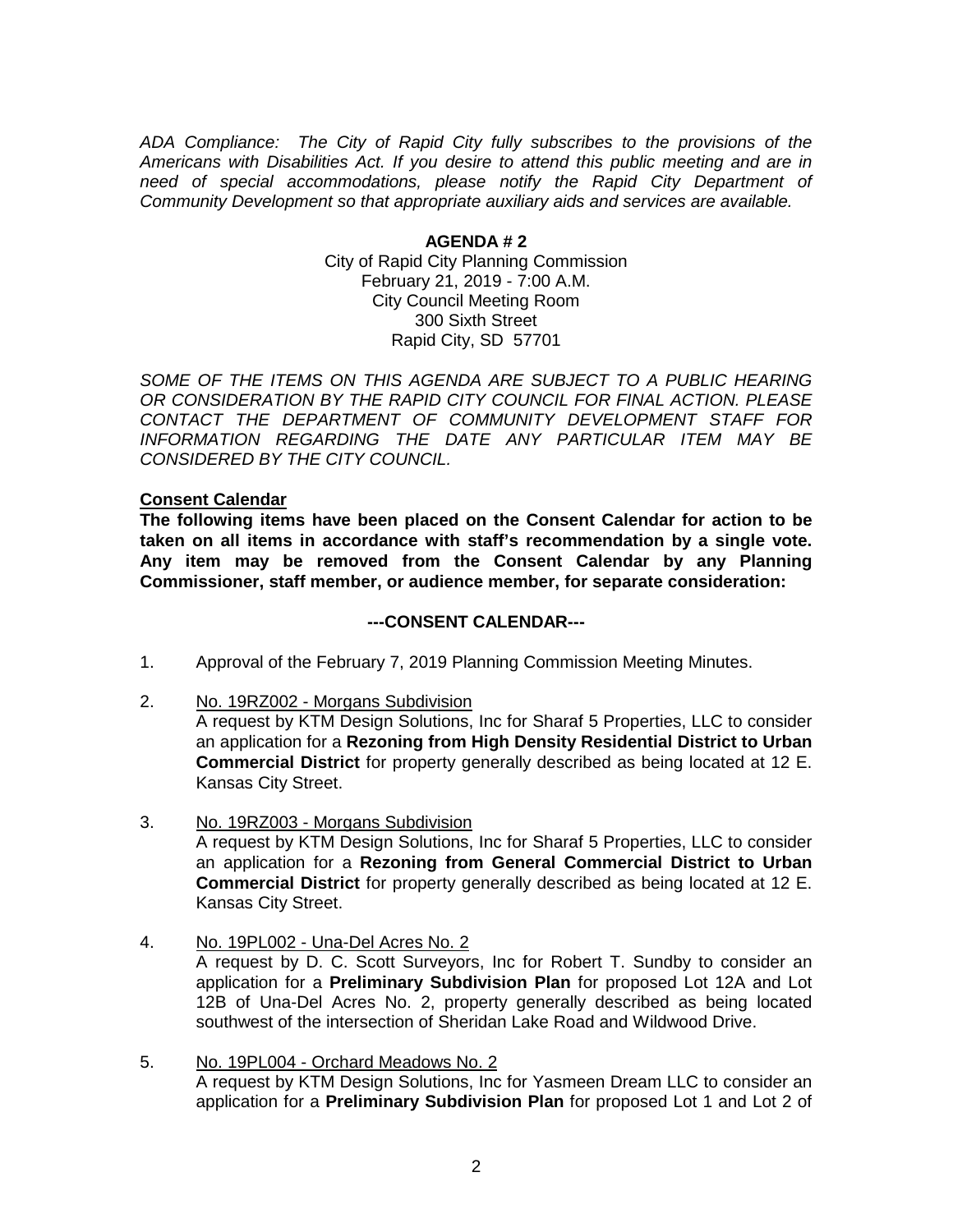*ADA Compliance: The City of Rapid City fully subscribes to the provisions of the Americans with Disabilities Act. If you desire to attend this public meeting and are in need of special accommodations, please notify the Rapid City Department of Community Development so that appropriate auxiliary aids and services are available.*

**AGENDA # 2**

City of Rapid City Planning Commission
February 21, 2019 - 7:00 A.M.
City Council Meeting Room
300 Sixth Street
Rapid City, SD 57701

*SOME OF THE ITEMS ON THIS AGENDA ARE SUBJECT TO A PUBLIC HEARING OR CONSIDERATION BY THE RAPID CITY COUNCIL FOR FINAL ACTION. PLEASE CONTACT THE DEPARTMENT OF COMMUNITY DEVELOPMENT STAFF FOR INFORMATION REGARDING THE DATE ANY PARTICULAR ITEM MAY BE CONSIDERED BY THE CITY COUNCIL.*

**Consent Calendar**

**The following items have been placed on the Consent Calendar for action to be taken on all items in accordance with staff's recommendation by a single vote. Any item may be removed from the Consent Calendar by any Planning Commissioner, staff member, or audience member, for separate consideration:**

**---CONSENT CALENDAR---**

1. Approval of the February 7, 2019 Planning Commission Meeting Minutes.

2. No. 19RZ002 - Morgans Subdivision
   A request by KTM Design Solutions, Inc for Sharaf 5 Properties, LLC to consider an application for a **Rezoning from High Density Residential District to Urban Commercial District** for property generally described as being located at 12 E. Kansas City Street.

3. No. 19RZ003 - Morgans Subdivision
   A request by KTM Design Solutions, Inc for Sharaf 5 Properties, LLC to consider an application for a **Rezoning from General Commercial District to Urban Commercial District** for property generally described as being located at 12 E. Kansas City Street.

4. No. 19PL002 - Una-Del Acres No. 2
   A request by D. C. Scott Surveyors, Inc for Robert T. Sundby to consider an application for a **Preliminary Subdivision Plan** for proposed Lot 12A and Lot 12B of Una-Del Acres No. 2, property generally described as being located southwest of the intersection of Sheridan Lake Road and Wildwood Drive.

5. No. 19PL004 - Orchard Meadows No. 2
   A request by KTM Design Solutions, Inc for Yasmeen Dream LLC to consider an application for a **Preliminary Subdivision Plan** for proposed Lot 1 and Lot 2 of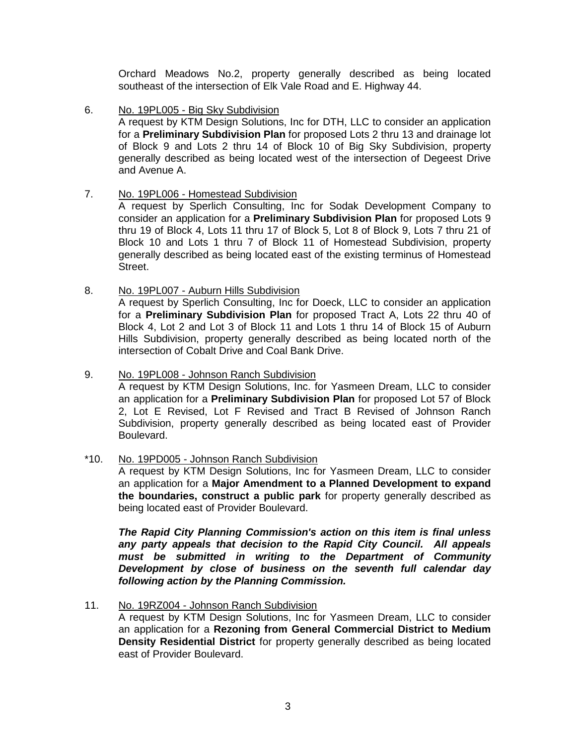Orchard Meadows No.2, property generally described as being located southeast of the intersection of Elk Vale Road and E. Highway 44.

6. No. 19PL005 - Big Sky Subdivision
   A request by KTM Design Solutions, Inc for DTH, LLC to consider an application for a **Preliminary Subdivision Plan** for proposed Lots 2 thru 13 and drainage lot of Block 9 and Lots 2 thru 14 of Block 10 of Big Sky Subdivision, property generally described as being located west of the intersection of Degeest Drive and Avenue A.

7. No. 19PL006 - Homestead Subdivision
   A request by Sperlich Consulting, Inc for Sodak Development Company to consider an application for a **Preliminary Subdivision Plan** for proposed Lots 9 thru 19 of Block 4, Lots 11 thru 17 of Block 5, Lot 8 of Block 9, Lots 7 thru 21 of Block 10 and Lots 1 thru 7 of Block 11 of Homestead Subdivision, property generally described as being located east of the existing terminus of Homestead Street.

8. No. 19PL007 - Auburn Hills Subdivision
   A request by Sperlich Consulting, Inc for Doeck, LLC to consider an application for a **Preliminary Subdivision Plan** for proposed Tract A, Lots 22 thru 40 of Block 4, Lot 2 and Lot 3 of Block 11 and Lots 1 thru 14 of Block 15 of Auburn Hills Subdivision, property generally described as being located north of the intersection of Cobalt Drive and Coal Bank Drive.

9. No. 19PL008 - Johnson Ranch Subdivision
   A request by KTM Design Solutions, Inc. for Yasmeen Dream, LLC to consider an application for a **Preliminary Subdivision Plan** for proposed Lot 57 of Block 2, Lot E Revised, Lot F Revised and Tract B Revised of Johnson Ranch Subdivision, property generally described as being located east of Provider Boulevard.

*10. No. 19PD005 - Johnson Ranch Subdivision
   A request by KTM Design Solutions, Inc for Yasmeen Dream, LLC to consider an application for a **Major Amendment to a Planned Development to expand the boundaries, construct a public park** for property generally described as being located east of Provider Boulevard.

   ***The Rapid City Planning Commission's action on this item is final unless any party appeals that decision to the Rapid City Council. All appeals must be submitted in writing to the Department of Community Development by close of business on the seventh full calendar day following action by the Planning Commission.***

11. No. 19RZ004 - Johnson Ranch Subdivision
   A request by KTM Design Solutions, Inc for Yasmeen Dream, LLC to consider an application for a **Rezoning from General Commercial District to Medium Density Residential District** for property generally described as being located east of Provider Boulevard.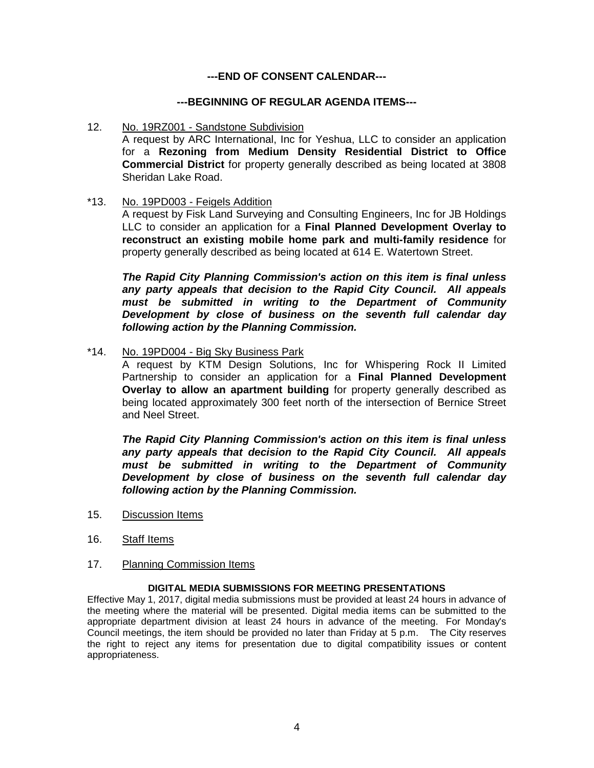**---END OF CONSENT CALENDAR---**

**---BEGINNING OF REGULAR AGENDA ITEMS---**

12. No. 19RZ001 - Sandstone Subdivision

    A request by ARC International, Inc for Yeshua, LLC to consider an application for a **Rezoning from Medium Density Residential District to Office Commercial District** for property generally described as being located at 3808 Sheridan Lake Road.

*13. No. 19PD003 - Feigels Addition

    A request by Fisk Land Surveying and Consulting Engineers, Inc for JB Holdings LLC to consider an application for a **Final Planned Development Overlay to reconstruct an existing mobile home park and multi-family residence** for property generally described as being located at 614 E. Watertown Street.

    ***The Rapid City Planning Commission's action on this item is final unless any party appeals that decision to the Rapid City Council. All appeals must be submitted in writing to the Department of Community Development by close of business on the seventh full calendar day following action by the Planning Commission.***

*14. No. 19PD004 - Big Sky Business Park

    A request by KTM Design Solutions, Inc for Whispering Rock II Limited Partnership to consider an application for a **Final Planned Development Overlay to allow an apartment building** for property generally described as being located approximately 300 feet north of the intersection of Bernice Street and Neel Street.

    ***The Rapid City Planning Commission's action on this item is final unless any party appeals that decision to the Rapid City Council. All appeals must be submitted in writing to the Department of Community Development by close of business on the seventh full calendar day following action by the Planning Commission.***

15. Discussion Items

16. Staff Items

17. Planning Commission Items

**DIGITAL MEDIA SUBMISSIONS FOR MEETING PRESENTATIONS**

Effective May 1, 2017, digital media submissions must be provided at least 24 hours in advance of the meeting where the material will be presented. Digital media items can be submitted to the appropriate department division at least 24 hours in advance of the meeting. For Monday's Council meetings, the item should be provided no later than Friday at 5 p.m. The City reserves the right to reject any items for presentation due to digital compatibility issues or content appropriateness.